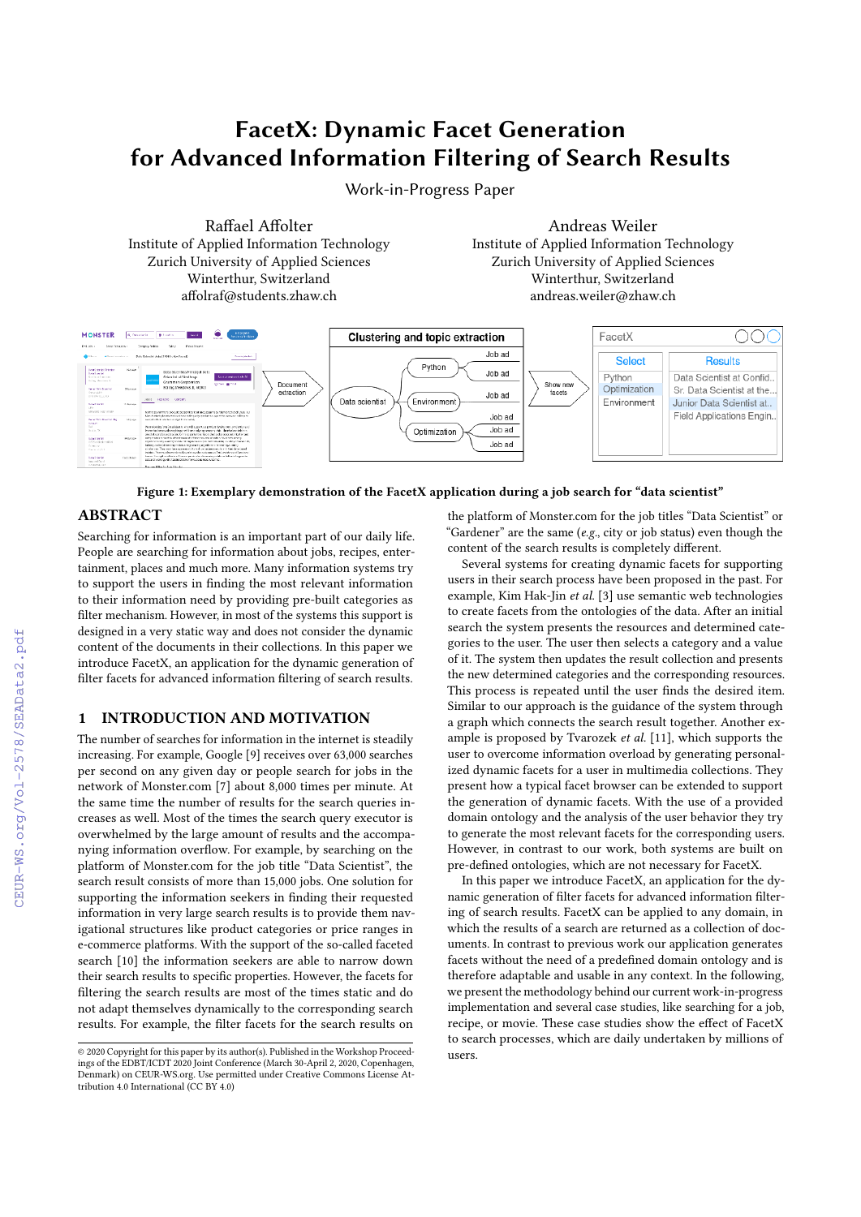# FacetX: Dynamic Facet Generation for Advanced Information Filtering of Search Results

Work-in-Progress Paper

Raffael Affolter
Institute of Applied Information Technology
Zurich University of Applied Sciences
Winterthur, Switzerland
affolraf@students.zhaw.ch

Andreas Weiler
Institute of Applied Information Technology
Zurich University of Applied Sciences
Winterthur, Switzerland
andreas.weiler@zhaw.ch

**Figure 1: Exemplary demonstration of the FacetX application during a job search for "data scientist"**

## ABSTRACT

Searching for information is an important part of our daily life. People are searching for information about jobs, recipes, entertainment, places and much more. Many information systems try to support the users in finding the most relevant information to their information need by providing pre-built categories as filter mechanism. However, in most of the systems this support is designed in a very static way and does not consider the dynamic content of the documents in their collections. In this paper we introduce FacetX, an application for the dynamic generation of filter facets for advanced information filtering of search results.

## 1 INTRODUCTION AND MOTIVATION

The number of searches for information in the internet is steadily increasing. For example, Google [9] receives over 63,000 searches per second on any given day or people search for jobs in the network of Monster.com [7] about 8,000 times per minute. At the same time the number of results for the search queries increases as well. Most of the times the search query executor is overwhelmed by the large amount of results and the accompanying information overflow. For example, by searching on the platform of Monster.com for the job title "Data Scientist", the search result consists of more than 15,000 jobs. One solution for supporting the information seekers in finding their requested information in very large search results is to provide them navigational structures like product categories or price ranges in e-commerce platforms. With the support of the so-called faceted search [10] the information seekers are able to narrow down their search results to specific properties. However, the facets for filtering the search results are most of the times static and do not adapt themselves dynamically to the corresponding search results. For example, the filter facets for the search results on the platform of Monster.com for the job titles "Data Scientist" or "Gardener" are the same (*e.g.*, city or job status) even though the content of the search results is completely different.

Several systems for creating dynamic facets for supporting users in their search process have been proposed in the past. For example, Kim Hak-Jin *et al.* [3] use semantic web technologies to create facets from the ontologies of the data. After an initial search the system presents the resources and determined categories to the user. The user then selects a category and a value of it. The system then updates the result collection and presents the new determined categories and the corresponding resources. This process is repeated until the user finds the desired item. Similar to our approach is the guidance of the system through a graph which connects the search result together. Another example is proposed by Tvarozek *et al.* [11], which supports the user to overcome information overload by generating personalized dynamic facets for a user in multimedia collections. They present how a typical facet browser can be extended to support the generation of dynamic facets. With the use of a provided domain ontology and the analysis of the user behavior they try to generate the most relevant facets for the corresponding users. However, in contrast to our work, both systems are built on pre-defined ontologies, which are not necessary for FacetX.

In this paper we introduce FacetX, an application for the dynamic generation of filter facets for advanced information filtering of search results. FacetX can be applied to any domain, in which the results of a search are returned as a collection of documents. In contrast to previous work our application generates facets without the need of a predefined domain ontology and is therefore adaptable and usable in any context. In the following, we present the methodology behind our current work-in-progress implementation and several case studies, like searching for a job, recipe, or movie. These case studies show the effect of FacetX to search processes, which are daily undertaken by millions of users.

© 2020 Copyright for this paper by its author(s). Published in the Workshop Proceedings of the EDBT/ICDT 2020 Joint Conference (March 30-April 2, 2020, Copenhagen, Denmark) on CEUR-WS.org. Use permitted under Creative Commons License Attribution 4.0 International (CC BY 4.0)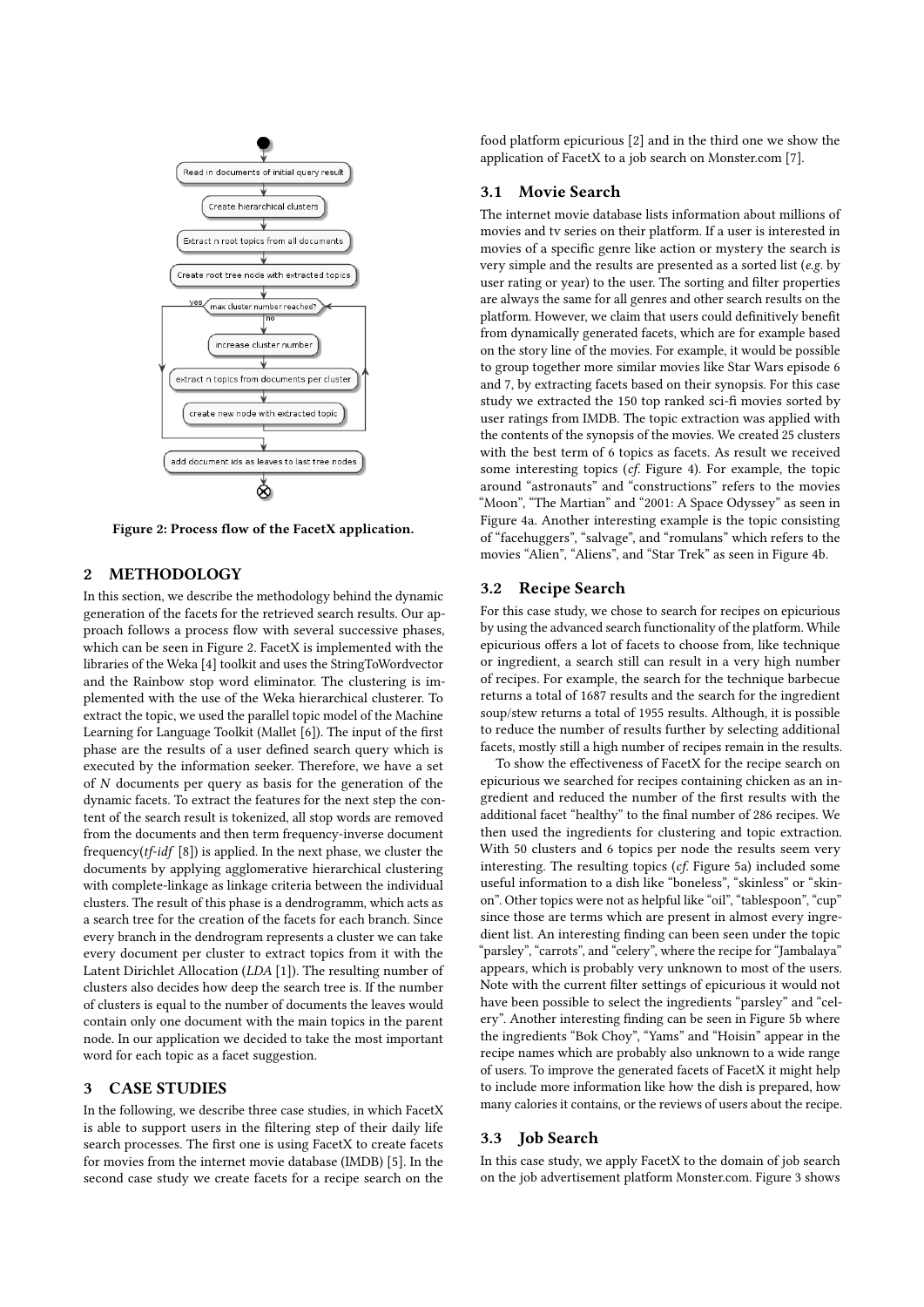Figure 2: Process flow of the FacetX application.

## 2 METHODOLOGY

In this section, we describe the methodology behind the dynamic generation of the facets for the retrieved search results. Our approach follows a process flow with several successive phases, which can be seen in Figure 2. FacetX is implemented with the libraries of the Weka [4] toolkit and uses the StringToWordvector and the Rainbow stop word eliminator. The clustering is implemented with the use of the Weka hierarchical clusterer. To extract the topic, we used the parallel topic model of the Machine Learning for Language Toolkit (Mallet [6]). The input of the first phase are the results of a user defined search query which is executed by the information seeker. Therefore, we have a set of $N$ documents per query as basis for the generation of the dynamic facets. To extract the features for the next step the content of the search result is tokenized, all stop words are removed from the documents and then term frequency-inverse document frequency(*tf-idf* [8]) is applied. In the next phase, we cluster the documents by applying agglomerative hierarchical clustering with complete-linkage as linkage criteria between the individual clusters. The result of this phase is a dendrogramm, which acts as a search tree for the creation of the facets for each branch. Since every branch in the dendrogram represents a cluster we can take every document per cluster to extract topics from it with the Latent Dirichlet Allocation (*LDA* [1]). The resulting number of clusters also decides how deep the search tree is. If the number of clusters is equal to the number of documents the leaves would contain only one document with the main topics in the parent node. In our application we decided to take the most important word for each topic as a facet suggestion.

## 3 CASE STUDIES

In the following, we describe three case studies, in which FacetX is able to support users in the filtering step of their daily life search processes. The first one is using FacetX to create facets for movies from the internet movie database (IMDB) [5]. In the second case study we create facets for a recipe search on the food platform epicurious [2] and in the third one we show the application of FacetX to a job search on Monster.com [7].

### 3.1 Movie Search

The internet movie database lists information about millions of movies and tv series on their platform. If a user is interested in movies of a specific genre like action or mystery the search is very simple and the results are presented as a sorted list (*e.g.* by user rating or year) to the user. The sorting and filter properties are always the same for all genres and other search results on the platform. However, we claim that users could definitively benefit from dynamically generated facets, which are for example based on the story line of the movies. For example, it would be possible to group together more similar movies like Star Wars episode 6 and 7, by extracting facets based on their synopsis. For this case study we extracted the 150 top ranked sci-fi movies sorted by user ratings from IMDB. The topic extraction was applied with the contents of the synopsis of the movies. We created 25 clusters with the best term of 6 topics as facets. As result we received some interesting topics (*cf.* Figure 4). For example, the topic around "astronauts" and "constructions" refers to the movies "Moon", "The Martian" and "2001: A Space Odyssey" as seen in Figure 4a. Another interesting example is the topic consisting of "facehuggers", "salvage", and "romulans" which refers to the movies "Alien", "Aliens", and "Star Trek" as seen in Figure 4b.

### 3.2 Recipe Search

For this case study, we chose to search for recipes on epicurious by using the advanced search functionality of the platform. While epicurious offers a lot of facets to choose from, like technique or ingredient, a search still can result in a very high number of recipes. For example, the search for the technique barbecue returns a total of 1687 results and the search for the ingredient soup/stew returns a total of 1955 results. Although, it is possible to reduce the number of results further by selecting additional facets, mostly still a high number of recipes remain in the results.

To show the effectiveness of FacetX for the recipe search on epicurious we searched for recipes containing chicken as an ingredient and reduced the number of the first results with the additional facet "healthy" to the final number of 286 recipes. We then used the ingredients for clustering and topic extraction. With 50 clusters and 6 topics per node the results seem very interesting. The resulting topics (*cf.* Figure 5a) included some useful information to a dish like "boneless", "skinless" or "skin-on". Other topics were not as helpful like "oil", "tablespoon", "cup" since those are terms which are present in almost every ingredient list. An interesting finding can been seen under the topic "parsley", "carrots", and "celery", where the recipe for "Jambalaya" appears, which is probably very unknown to most of the users. Note with the current filter settings of epicurious it would not have been possible to select the ingredients "parsley" and "celery". Another interesting finding can be seen in Figure 5b where the ingredients "Bok Choy", "Yams" and "Hoisin" appear in the recipe names which are probably also unknown to a wide range of users. To improve the generated facets of FacetX it might help to include more information like how the dish is prepared, how many calories it contains, or the reviews of users about the recipe.

### 3.3 Job Search

In this case study, we apply FacetX to the domain of job search on the job advertisement platform Monster.com. Figure 3 shows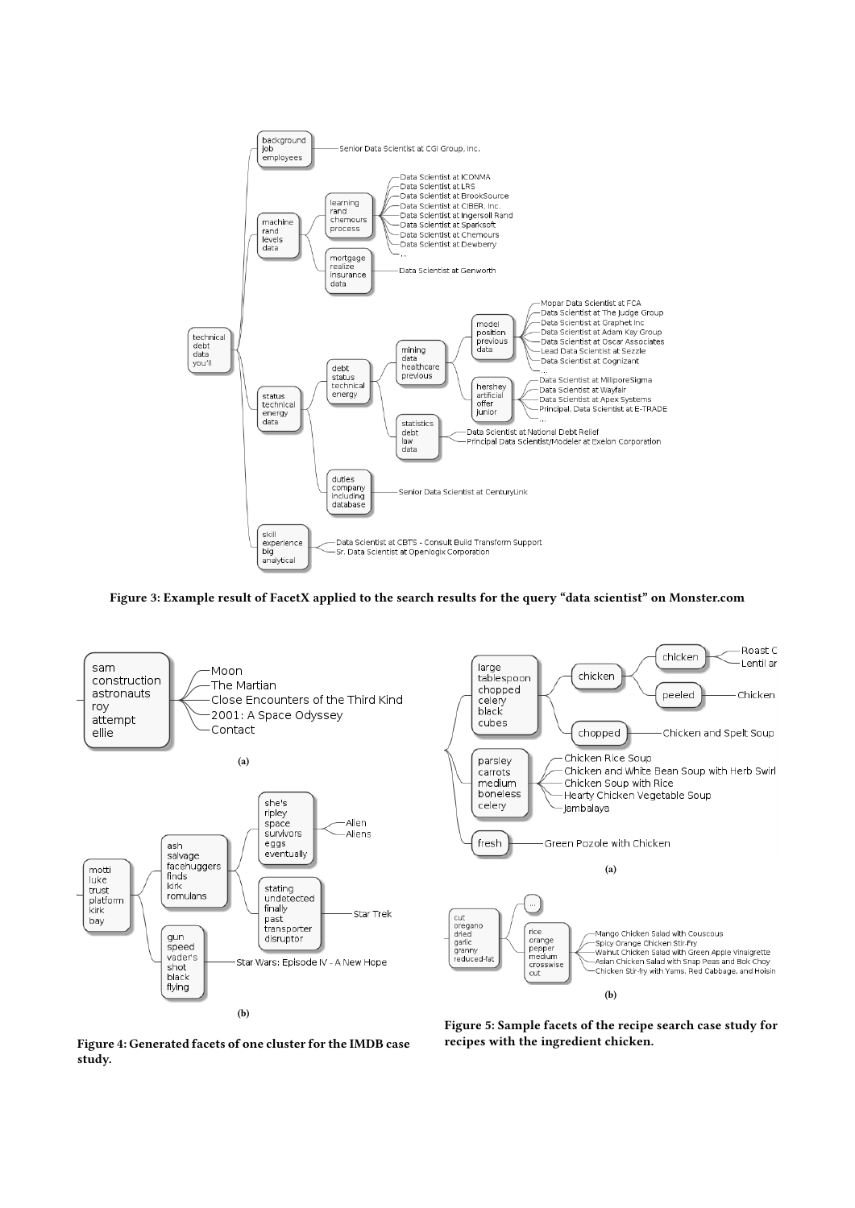Figure 3: Example result of FacetX applied to the search results for the query "data scientist" on Monster.com

(a)

(b)

Figure 4: Generated facets of one cluster for the IMDB case study.

(a)

(b)

Figure 5: Sample facets of the recipe search case study for recipes with the ingredient chicken.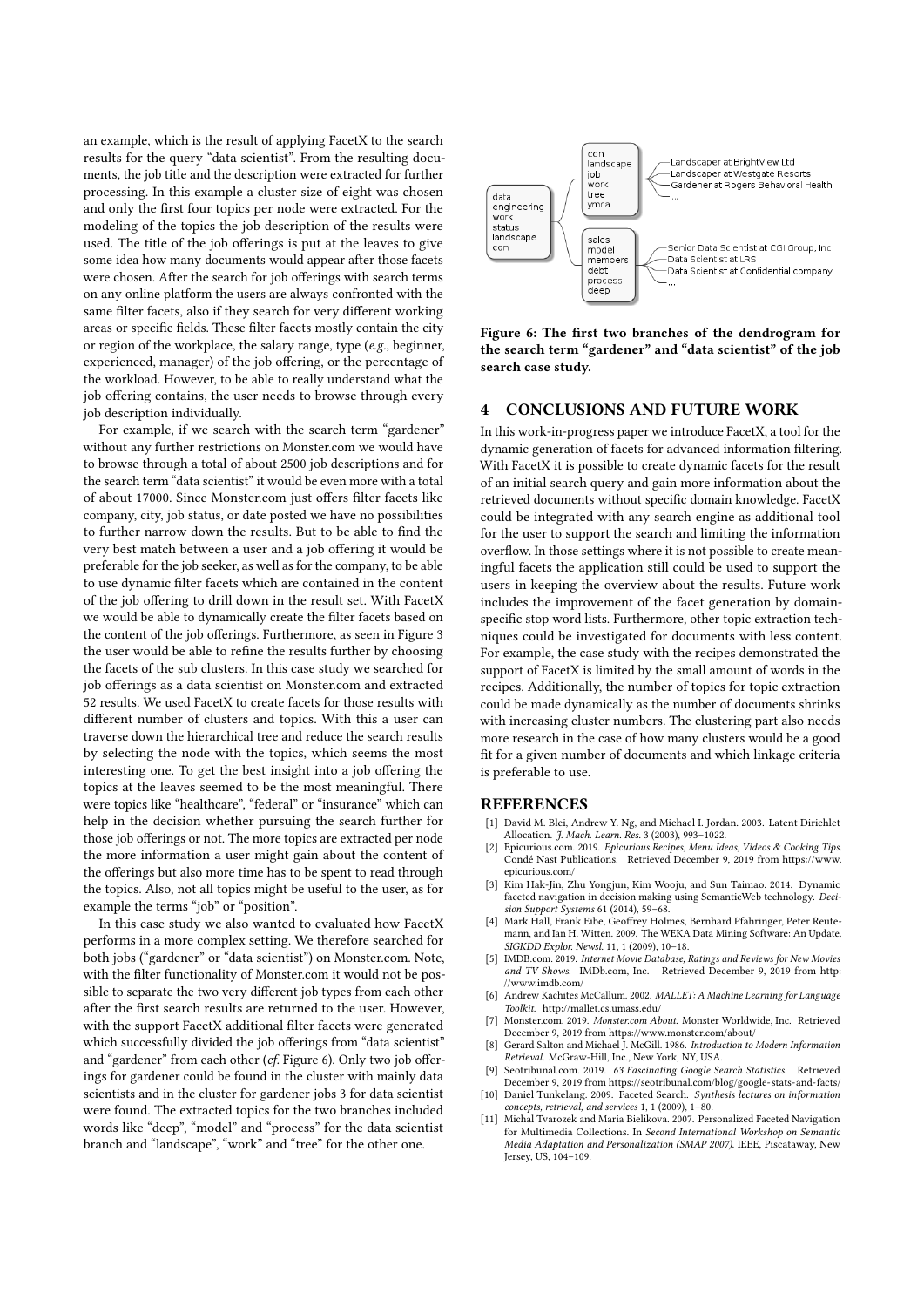an example, which is the result of applying FacetX to the search results for the query "data scientist". From the resulting documents, the job title and the description were extracted for further processing. In this example a cluster size of eight was chosen and only the first four topics per node were extracted. For the modeling of the topics the job description of the results were used. The title of the job offerings is put at the leaves to give some idea how many documents would appear after those facets were chosen. After the search for job offerings with search terms on any online platform the users are always confronted with the same filter facets, also if they search for very different working areas or specific fields. These filter facets mostly contain the city or region of the workplace, the salary range, type (*e.g.*, beginner, experienced, manager) of the job offering, or the percentage of the workload. However, to be able to really understand what the job offering contains, the user needs to browse through every job description individually.

For example, if we search with the search term "gardener" without any further restrictions on Monster.com we would have to browse through a total of about 2500 job descriptions and for the search term "data scientist" it would be even more with a total of about 17000. Since Monster.com just offers filter facets like company, city, job status, or date posted we have no possibilities to further narrow down the results. But to be able to find the very best match between a user and a job offering it would be preferable for the job seeker, as well as for the company, to be able to use dynamic filter facets which are contained in the content of the job offering to drill down in the result set. With FacetX we would be able to dynamically create the filter facets based on the content of the job offerings. Furthermore, as seen in Figure 3 the user would be able to refine the results further by choosing the facets of the sub clusters. In this case study we searched for job offerings as a data scientist on Monster.com and extracted 52 results. We used FacetX to create facets for those results with different number of clusters and topics. With this a user can traverse down the hierarchical tree and reduce the search results by selecting the node with the topics, which seems the most interesting one. To get the best insight into a job offering the topics at the leaves seemed to be the most meaningful. There were topics like "healthcare", "federal" or "insurance" which can help in the decision whether pursuing the search further for those job offerings or not. The more topics are extracted per node the more information a user might gain about the content of the offerings but also more time has to be spent to read through the topics. Also, not all topics might be useful to the user, as for example the terms "job" or "position".

In this case study we also wanted to evaluated how FacetX performs in a more complex setting. We therefore searched for both jobs ("gardener" or "data scientist") on Monster.com. Note, with the filter functionality of Monster.com it would not be possible to separate the two very different job types from each other after the first search results are returned to the user. However, with the support FacetX additional filter facets were generated which successfully divided the job offerings from "data scientist" and "gardener" from each other (*cf.* Figure 6). Only two job offerings for gardener could be found in the cluster with mainly data scientists and in the cluster for gardener jobs 3 for data scientist were found. The extracted topics for the two branches included words like "deep", "model" and "process" for the data scientist branch and "landscape", "work" and "tree" for the other one.

data
engineering
work
status
landscape
con

con
landscape
job
work
tree
ymca

Landscaper at BrightView Ltd
Landscaper at Westgate Resorts
Gardener at Rogers Behavioral Health
...

sales
model
members
debt
process
deep

Senior Data Scientist at CGI Group, Inc.
Data Scientist at LRS
Data Scientist at Confidential company
...

**Figure 6: The first two branches of the dendrogram for the search term "gardener" and "data scientist" of the job search case study.**

## 4 CONCLUSIONS AND FUTURE WORK

In this work-in-progress paper we introduce FacetX, a tool for the dynamic generation of facets for advanced information filtering. With FacetX it is possible to create dynamic facets for the result of an initial search query and gain more information about the retrieved documents without specific domain knowledge. FacetX could be integrated with any search engine as additional tool for the user to support the search and limiting the information overflow. In those settings where it is not possible to create meaningful facets the application still could be used to support the users in keeping the overview about the results. Future work includes the improvement of the facet generation by domain-specific stop word lists. Furthermore, other topic extraction techniques could be investigated for documents with less content. For example, the case study with the recipes demonstrated the support of FacetX is limited by the small amount of words in the recipes. Additionally, the number of topics for topic extraction could be made dynamically as the number of documents shrinks with increasing cluster numbers. The clustering part also needs more research in the case of how many clusters would be a good fit for a given number of documents and which linkage criteria is preferable to use.

## REFERENCES

[1] David M. Blei, Andrew Y. Ng, and Michael I. Jordan. 2003. Latent Dirichlet Allocation. *J. Mach. Learn. Res.* 3 (2003), 993–1022.

[2] Epicurious.com. 2019. *Epicurious Recipes, Menu Ideas, Videos & Cooking Tips.* Condé Nast Publications. Retrieved December 9, 2019 from https://www.epicurious.com/

[3] Kim Hak-Jin, Zhu Yongjun, Kim Wooju, and Sun Taimao. 2014. Dynamic faceted navigation in decision making using SemanticWeb technology. *Decision Support Systems* 61 (2014), 59–68.

[4] Mark Hall, Frank Eibe, Geoffrey Holmes, Bernhard Pfahringer, Peter Reutemann, and Ian H. Witten. 2009. The WEKA Data Mining Software: An Update. *SIGKDD Explor. Newsl.* 11, 1 (2009), 10–18.

[5] IMDB.com. 2019. *Internet Movie Database, Ratings and Reviews for New Movies and TV Shows.* IMDb.com, Inc. Retrieved December 9, 2019 from http://www.imdb.com/

[6] Andrew Kachites McCallum. 2002. *MALLET: A Machine Learning for Language Toolkit.* http://mallet.cs.umass.edu/

[7] Monster.com. 2019. *Monster.com About.* Monster Worldwide, Inc. Retrieved December 9, 2019 from https://www.monster.com/about/

[8] Gerard Salton and Michael J. McGill. 1986. *Introduction to Modern Information Retrieval.* McGraw-Hill, Inc., New York, NY, USA.

[9] Seotribunal.com. 2019. *63 Fascinating Google Search Statistics.* Retrieved December 9, 2019 from https://seotribunal.com/blog/google-stats-and-facts/

[10] Daniel Tunkelang. 2009. Faceted Search. *Synthesis lectures on information concepts, retrieval, and services* 1, 1 (2009), 1–80.

[11] Michal Tvarozek and Maria Bielikova. 2007. Personalized Faceted Navigation for Multimedia Collections. In *Second International Workshop on Semantic Media Adaptation and Personalization (SMAP 2007).* IEEE, Piscataway, New Jersey, US, 104–109.